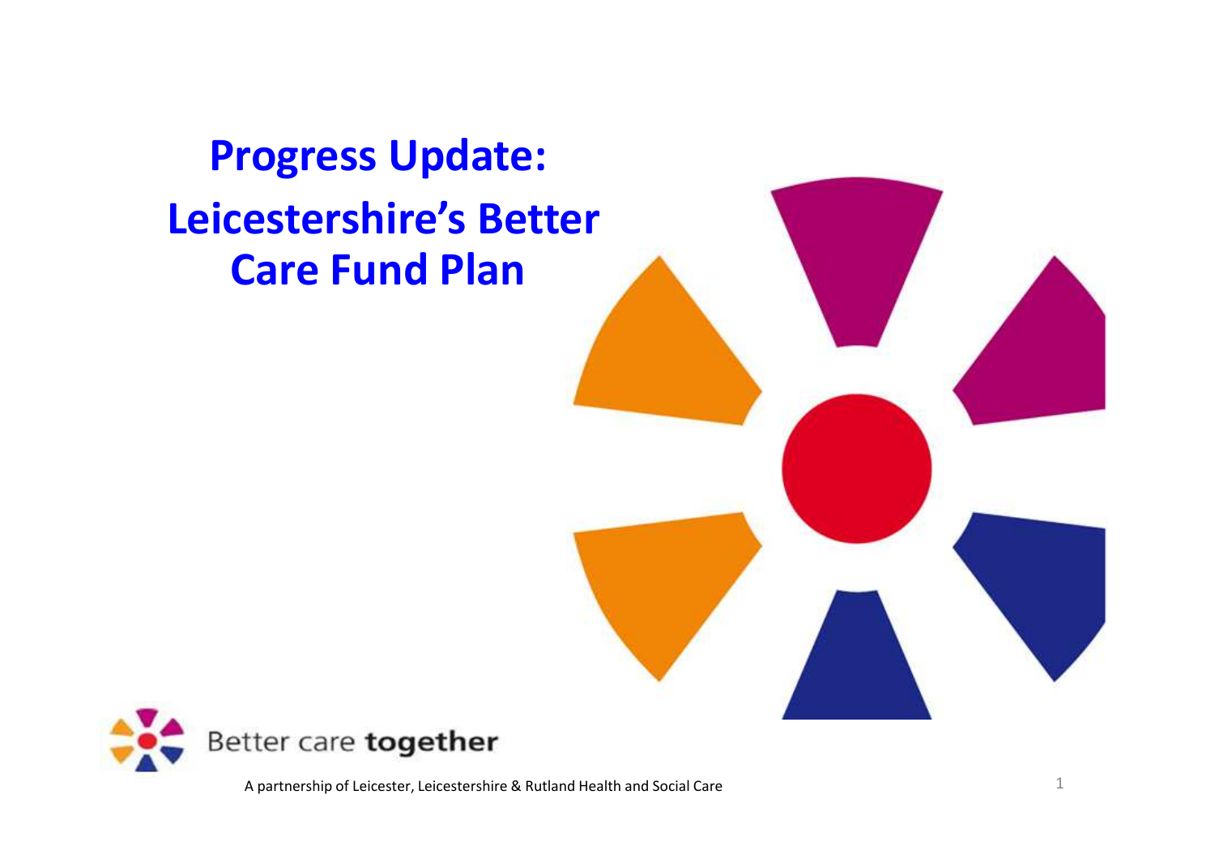# Progress Update: Leicestershire's Better Care Fund Plan

Better care **together**

A partnership of Leicester, Leicestershire & Rutland Health and Social Care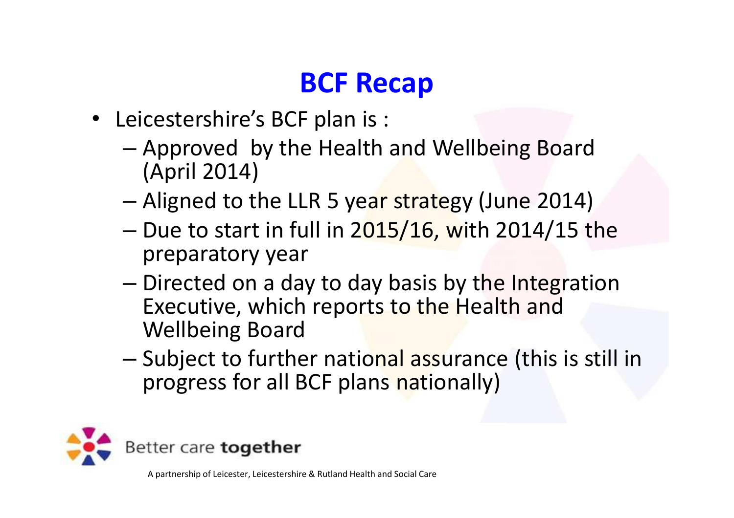# BCF Recap

- Leicestershire's BCF plan is :
  - Approved by the Health and Wellbeing Board (April 2014)
  - Aligned to the LLR 5 year strategy (June 2014)
  - Due to start in full in 2015/16, with 2014/15 the preparatory year
  - Directed on a day to day basis by the Integration Executive, which reports to the Health and Wellbeing Board
  - Subject to further national assurance (this is still in progress for all BCF plans nationally)

Better care **together**

A partnership of Leicester, Leicestershire & Rutland Health and Social Care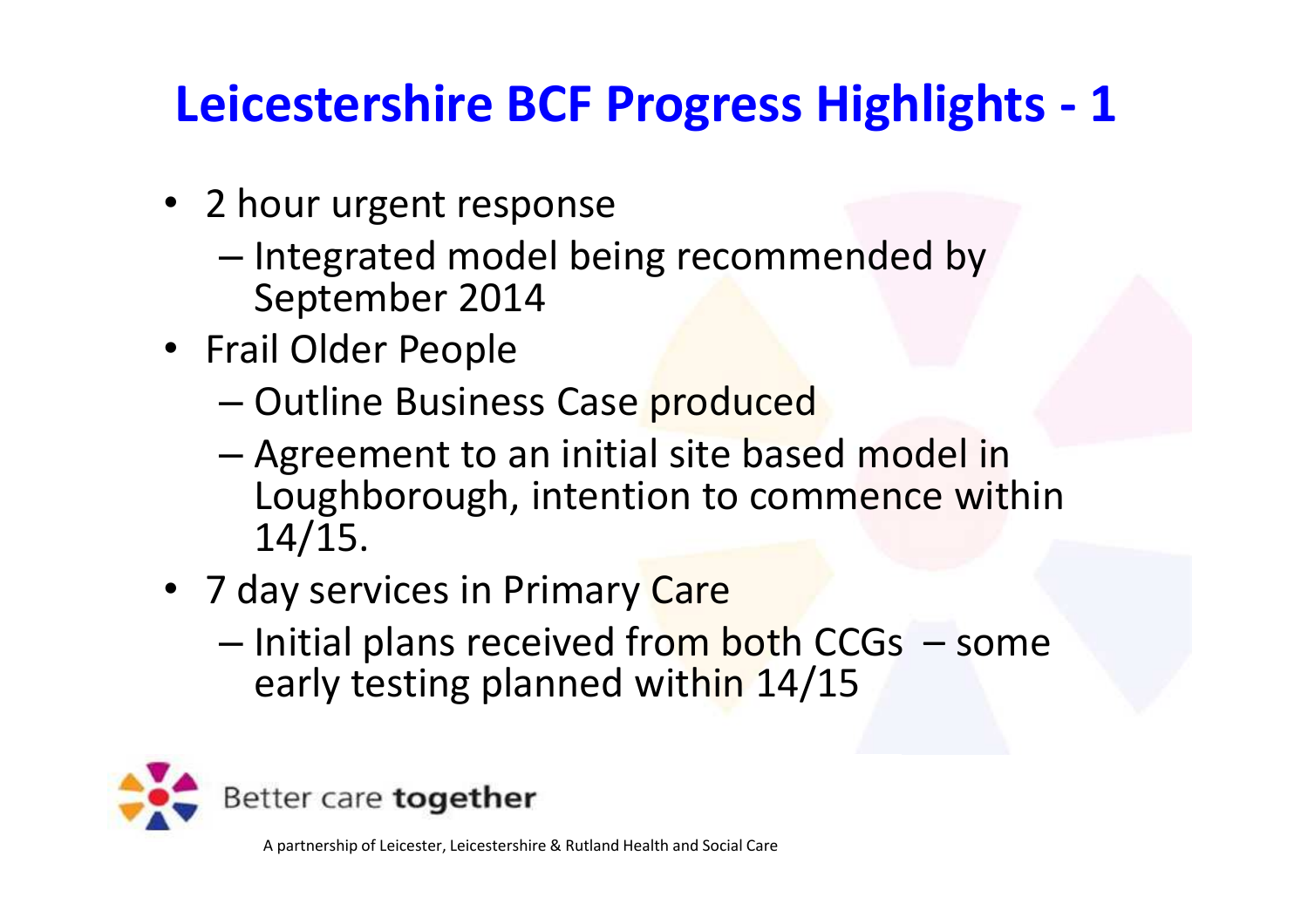# Leicestershire BCF Progress Highlights - 1

- 2 hour urgent response
  - Integrated model being recommended by September 2014
- Frail Older People
  - Outline Business Case produced
  - Agreement to an initial site based model in Loughborough, intention to commence within 14/15.
- 7 day services in Primary Care
  - Initial plans received from both CCGs – some early testing planned within 14/15

Better care **together**

A partnership of Leicester, Leicestershire & Rutland Health and Social Care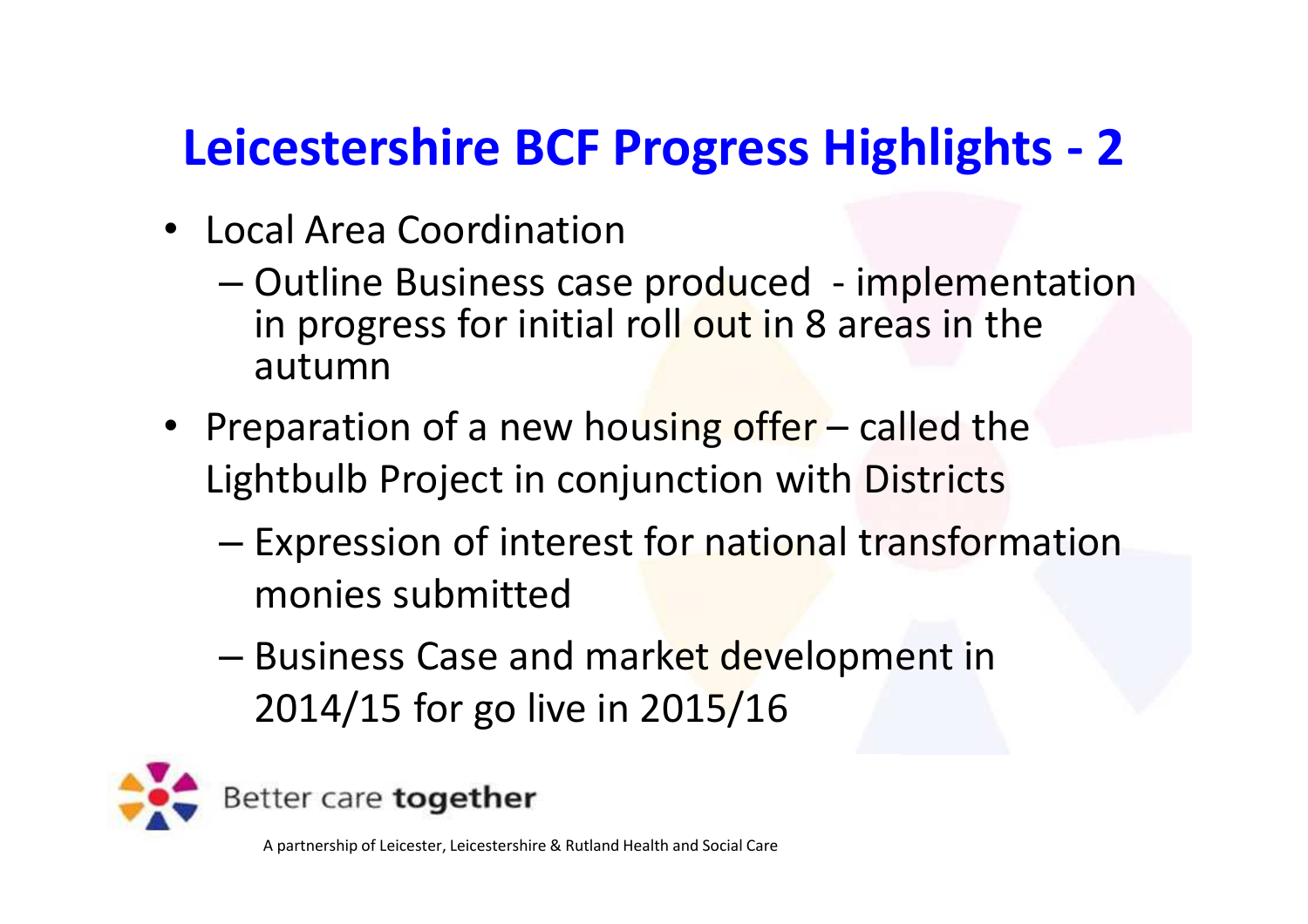# Leicestershire BCF Progress Highlights - 2

- Local Area Coordination
  - Outline Business case produced - implementation in progress for initial roll out in 8 areas in the autumn
- Preparation of a new housing offer – called the Lightbulb Project in conjunction with Districts
  - Expression of interest for national transformation monies submitted
  - Business Case and market development in 2014/15 for go live in 2015/16

Better care **together**

A partnership of Leicester, Leicestershire & Rutland Health and Social Care